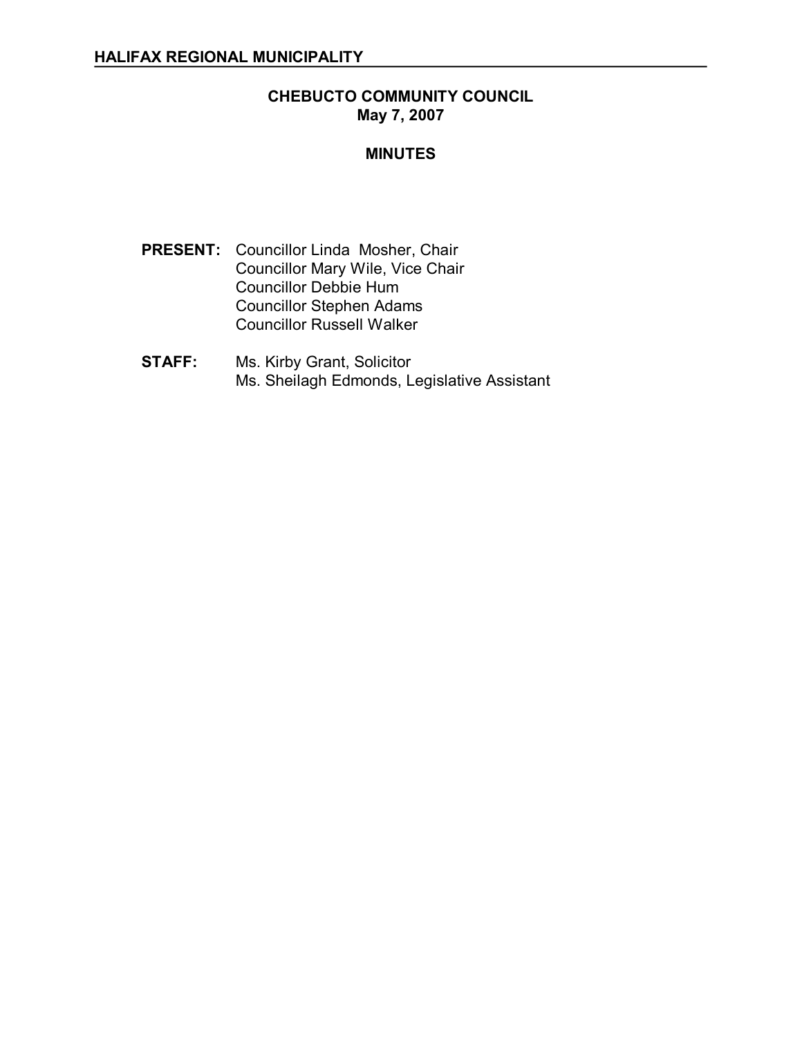**HALIFAX REGIONAL MUNICIPALITY**

# CHEBUCTO COMMUNITY COUNCIL
## May 7, 2007

## MINUTES

**PRESENT:** Councillor Linda Mosher, Chair
Councillor Mary Wile, Vice Chair
Councillor Debbie Hum
Councillor Stephen Adams
Councillor Russell Walker

**STAFF:** Ms. Kirby Grant, Solicitor
Ms. Sheilagh Edmonds, Legislative Assistant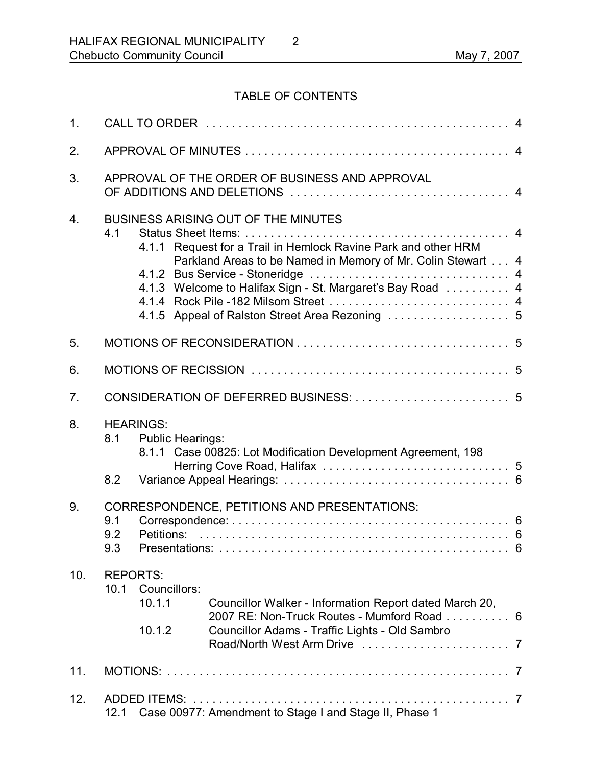## TABLE OF CONTENTS

1. CALL TO ORDER . . . . . . . . . . . . . . . . . . . . . . . . . . . . . . . . . . . . . . . . . . . . . . . . 4

2. APPROVAL OF MINUTES . . . . . . . . . . . . . . . . . . . . . . . . . . . . . . . . . . . . . . . . . . 4

3. APPROVAL OF THE ORDER OF BUSINESS AND APPROVAL OF ADDITIONS AND DELETIONS . . . . . . . . . . . . . . . . . . . . . . . . . . . . . . . . . . 4

4. BUSINESS ARISING OUT OF THE MINUTES
   - 4.1 Status Sheet Items: . . . . . . . . . . . . . . . . . . . . . . . . . . . . . . . . . . . . . . . . . . 4
     - 4.1.1 Request for a Trail in Hemlock Ravine Park and other HRM Parkland Areas to be Named in Memory of Mr. Colin Stewart . . . 4
     - 4.1.2 Bus Service - Stoneridge . . . . . . . . . . . . . . . . . . . . . . . . . . . . . . . 4
     - 4.1.3 Welcome to Halifax Sign - St. Margaret's Bay Road . . . . . . . . . . 4
     - 4.1.4 Rock Pile -182 Milsom Street . . . . . . . . . . . . . . . . . . . . . . . . . . . . 4
     - 4.1.5 Appeal of Ralston Street Area Rezoning . . . . . . . . . . . . . . . . . . . 5

5. MOTIONS OF RECONSIDERATION . . . . . . . . . . . . . . . . . . . . . . . . . . . . . . . . . 5

6. MOTIONS OF RECISSION . . . . . . . . . . . . . . . . . . . . . . . . . . . . . . . . . . . . . . . . 5

7. CONSIDERATION OF DEFERRED BUSINESS: . . . . . . . . . . . . . . . . . . . . . . . . . 5

8. HEARINGS:
   - 8.1 Public Hearings:
     - 8.1.1 Case 00825: Lot Modification Development Agreement, 198 Herring Cove Road, Halifax . . . . . . . . . . . . . . . . . . . . . . . . . . . . . 5
   - 8.2 Variance Appeal Hearings: . . . . . . . . . . . . . . . . . . . . . . . . . . . . . . . . . . . 6

9. CORRESPONDENCE, PETITIONS AND PRESENTATIONS:
   - 9.1 Correspondence: . . . . . . . . . . . . . . . . . . . . . . . . . . . . . . . . . . . . . . . . . . . 6
   - 9.2 Petitions: . . . . . . . . . . . . . . . . . . . . . . . . . . . . . . . . . . . . . . . . . . . . . . . . 6
   - 9.3 Presentations: . . . . . . . . . . . . . . . . . . . . . . . . . . . . . . . . . . . . . . . . . . . . . 6

10. REPORTS:
    - 10.1 Councillors:
      - 10.1.1 Councillor Walker - Information Report dated March 20, 2007 RE: Non-Truck Routes - Mumford Road . . . . . . . . . . 6
      - 10.1.2 Councillor Adams - Traffic Lights - Old Sambro Road/North West Arm Drive . . . . . . . . . . . . . . . . . . . . . . . 7

11. MOTIONS: . . . . . . . . . . . . . . . . . . . . . . . . . . . . . . . . . . . . . . . . . . . . . . . . . . . . 7

12. ADDED ITEMS: . . . . . . . . . . . . . . . . . . . . . . . . . . . . . . . . . . . . . . . . . . . . . . . . 7
    - 12.1 Case 00977: Amendment to Stage I and Stage II, Phase 1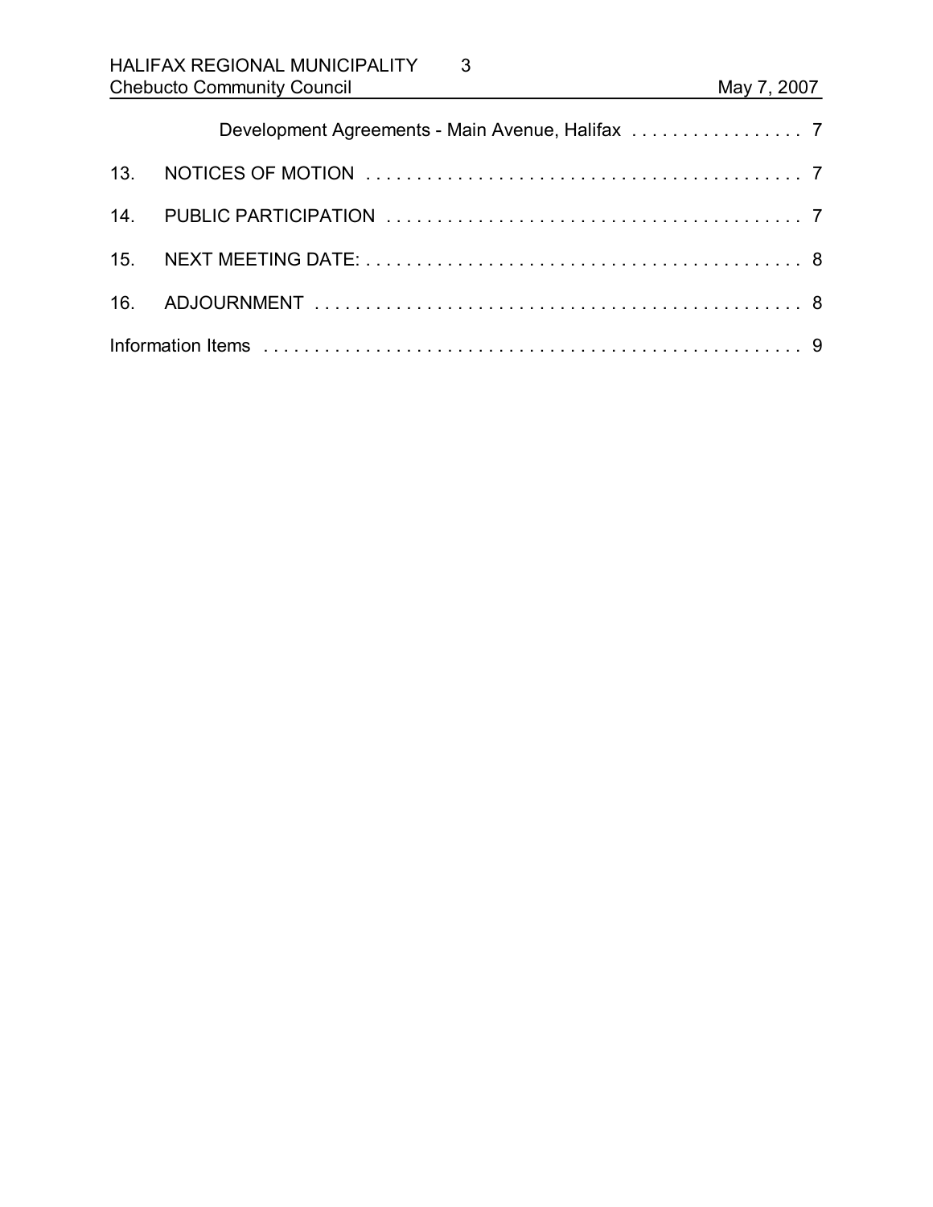Development Agreements - Main Avenue, Halifax . . . . . . . . . . . . . . . . . 7

13. NOTICES OF MOTION . . . . . . . . . . . . . . . . . . . . . . . . . . . . . . . . . . . . . . . . . . . 7

14. PUBLIC PARTICIPATION . . . . . . . . . . . . . . . . . . . . . . . . . . . . . . . . . . . . . . . . . 7

15. NEXT MEETING DATE: . . . . . . . . . . . . . . . . . . . . . . . . . . . . . . . . . . . . . . . . . . . 8

16. ADJOURNMENT . . . . . . . . . . . . . . . . . . . . . . . . . . . . . . . . . . . . . . . . . . . . . . . . 8

Information Items . . . . . . . . . . . . . . . . . . . . . . . . . . . . . . . . . . . . . . . . . . . . . . . . . . . . 9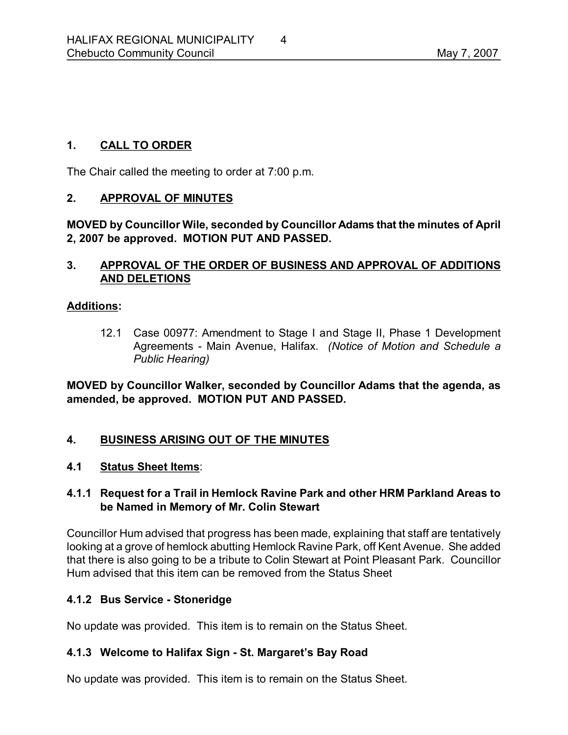## 1. CALL TO ORDER

The Chair called the meeting to order at 7:00 p.m.

## 2. APPROVAL OF MINUTES

**MOVED by Councillor Wile, seconded by Councillor Adams that the minutes of April 2, 2007 be approved. MOTION PUT AND PASSED.**

## 3. APPROVAL OF THE ORDER OF BUSINESS AND APPROVAL OF ADDITIONS AND DELETIONS

**Additions:**

12.1 Case 00977: Amendment to Stage I and Stage II, Phase 1 Development Agreements - Main Avenue, Halifax. *(Notice of Motion and Schedule a Public Hearing)*

**MOVED by Councillor Walker, seconded by Councillor Adams that the agenda, as amended, be approved. MOTION PUT AND PASSED.**

## 4. BUSINESS ARISING OUT OF THE MINUTES

### 4.1 Status Sheet Items:

#### 4.1.1 Request for a Trail in Hemlock Ravine Park and other HRM Parkland Areas to be Named in Memory of Mr. Colin Stewart

Councillor Hum advised that progress has been made, explaining that staff are tentatively looking at a grove of hemlock abutting Hemlock Ravine Park, off Kent Avenue. She added that there is also going to be a tribute to Colin Stewart at Point Pleasant Park. Councillor Hum advised that this item can be removed from the Status Sheet

#### 4.1.2 Bus Service - Stoneridge

No update was provided. This item is to remain on the Status Sheet.

#### 4.1.3 Welcome to Halifax Sign - St. Margaret's Bay Road

No update was provided. This item is to remain on the Status Sheet.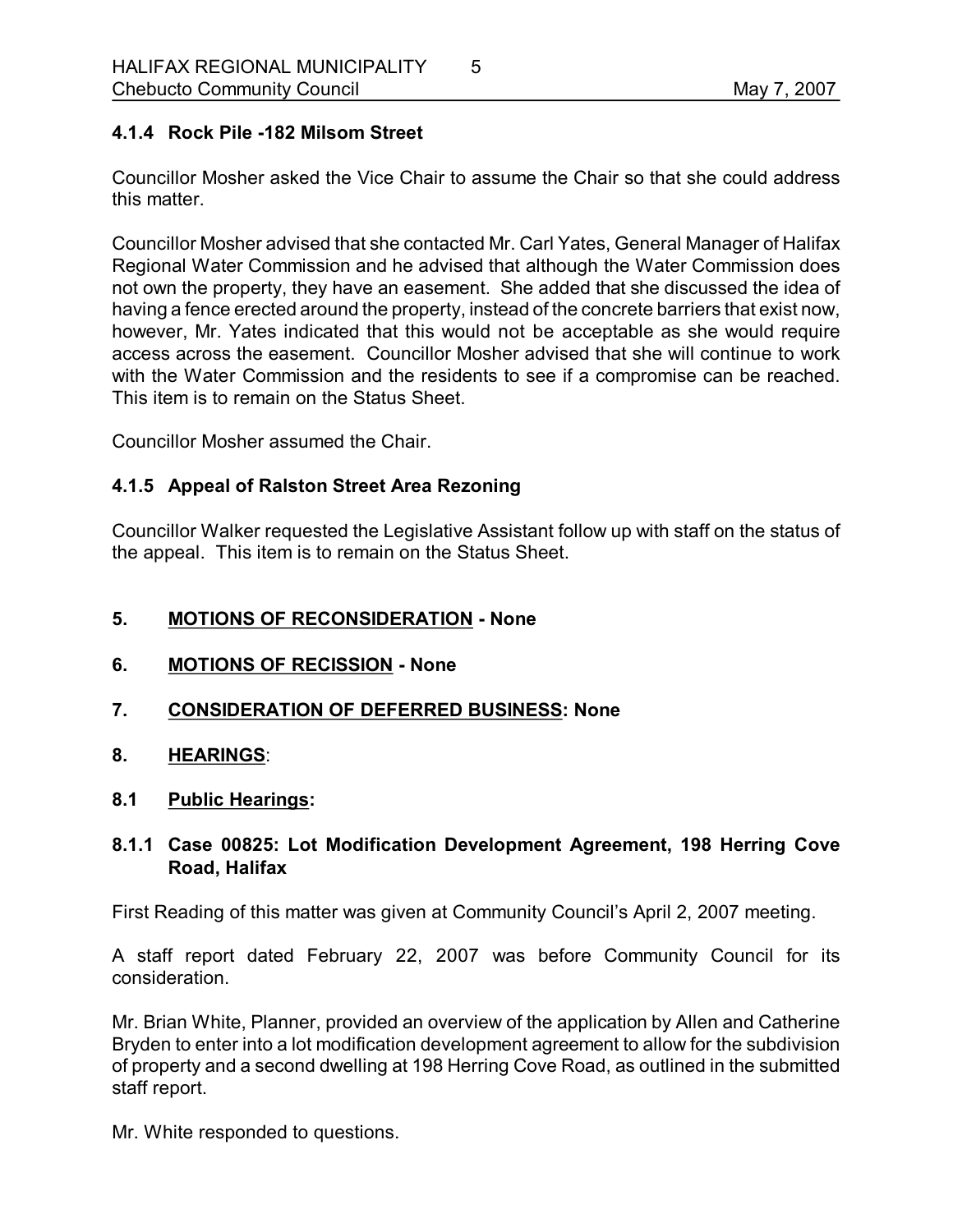### 4.1.4 Rock Pile -182 Milsom Street

Councillor Mosher asked the Vice Chair to assume the Chair so that she could address this matter.

Councillor Mosher advised that she contacted Mr. Carl Yates, General Manager of Halifax Regional Water Commission and he advised that although the Water Commission does not own the property, they have an easement. She added that she discussed the idea of having a fence erected around the property, instead of the concrete barriers that exist now, however, Mr. Yates indicated that this would not be acceptable as she would require access across the easement. Councillor Mosher advised that she will continue to work with the Water Commission and the residents to see if a compromise can be reached. This item is to remain on the Status Sheet.

Councillor Mosher assumed the Chair.

### 4.1.5 Appeal of Ralston Street Area Rezoning

Councillor Walker requested the Legislative Assistant follow up with staff on the status of the appeal. This item is to remain on the Status Sheet.

## 5. MOTIONS OF RECONSIDERATION - None

## 6. MOTIONS OF RECISSION - None

## 7. CONSIDERATION OF DEFERRED BUSINESS: None

## 8. HEARINGS:

### 8.1 Public Hearings:

### 8.1.1 Case 00825: Lot Modification Development Agreement, 198 Herring Cove Road, Halifax

First Reading of this matter was given at Community Council's April 2, 2007 meeting.

A staff report dated February 22, 2007 was before Community Council for its consideration.

Mr. Brian White, Planner, provided an overview of the application by Allen and Catherine Bryden to enter into a lot modification development agreement to allow for the subdivision of property and a second dwelling at 198 Herring Cove Road, as outlined in the submitted staff report.

Mr. White responded to questions.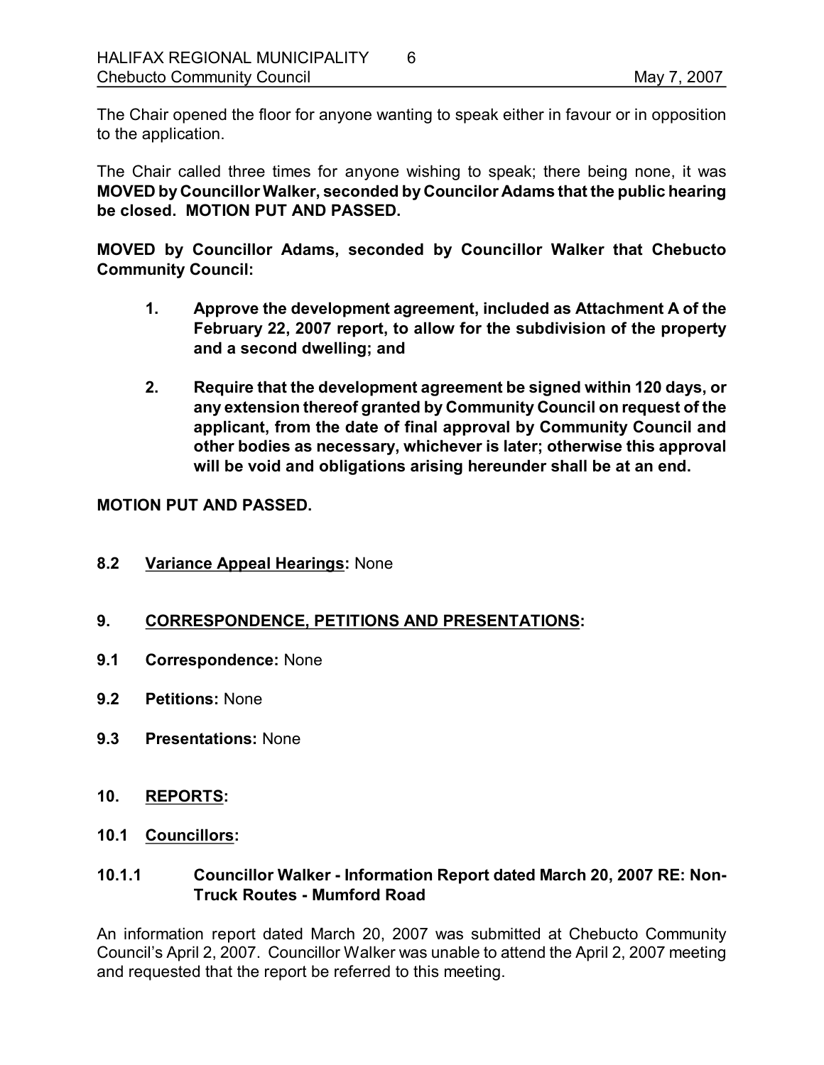The Chair opened the floor for anyone wanting to speak either in favour or in opposition to the application.

The Chair called three times for anyone wishing to speak; there being none, it was **MOVED by Councillor Walker, seconded by Councilor Adams that the public hearing be closed. MOTION PUT AND PASSED.**

**MOVED by Councillor Adams, seconded by Councillor Walker that Chebucto Community Council:**

> **1. Approve the development agreement, included as Attachment A of the February 22, 2007 report, to allow for the subdivision of the property and a second dwelling; and**
>
> **2. Require that the development agreement be signed within 120 days, or any extension thereof granted by Community Council on request of the applicant, from the date of final approval by Community Council and other bodies as necessary, whichever is later; otherwise this approval will be void and obligations arising hereunder shall be at an end.**

**MOTION PUT AND PASSED.**

**8.2 <u>Variance Appeal Hearings</u>:** None

## 9. <u>CORRESPONDENCE, PETITIONS AND PRESENTATIONS</u>:

**9.1 Correspondence:** None

**9.2 Petitions:** None

**9.3 Presentations:** None

## 10. <u>REPORTS</u>:

### 10.1 <u>Councillors</u>:

### 10.1.1 Councillor Walker - Information Report dated March 20, 2007 RE: Non-Truck Routes - Mumford Road

An information report dated March 20, 2007 was submitted at Chebucto Community Council's April 2, 2007. Councillor Walker was unable to attend the April 2, 2007 meeting and requested that the report be referred to this meeting.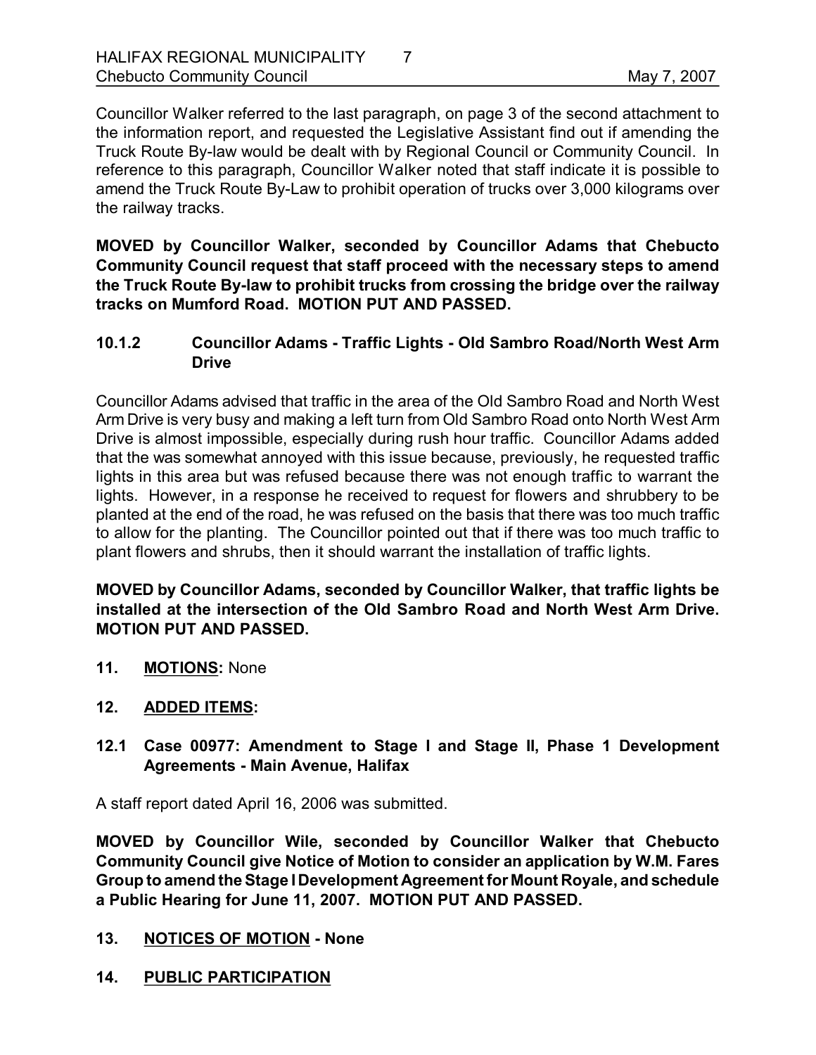Councillor Walker referred to the last paragraph, on page 3 of the second attachment to the information report, and requested the Legislative Assistant find out if amending the Truck Route By-law would be dealt with by Regional Council or Community Council. In reference to this paragraph, Councillor Walker noted that staff indicate it is possible to amend the Truck Route By-Law to prohibit operation of trucks over 3,000 kilograms over the railway tracks.

**MOVED by Councillor Walker, seconded by Councillor Adams that Chebucto Community Council request that staff proceed with the necessary steps to amend the Truck Route By-law to prohibit trucks from crossing the bridge over the railway tracks on Mumford Road. MOTION PUT AND PASSED.**

### 10.1.2 Councillor Adams - Traffic Lights - Old Sambro Road/North West Arm Drive

Councillor Adams advised that traffic in the area of the Old Sambro Road and North West Arm Drive is very busy and making a left turn from Old Sambro Road onto North West Arm Drive is almost impossible, especially during rush hour traffic. Councillor Adams added that the was somewhat annoyed with this issue because, previously, he requested traffic lights in this area but was refused because there was not enough traffic to warrant the lights. However, in a response he received to request for flowers and shrubbery to be planted at the end of the road, he was refused on the basis that there was too much traffic to allow for the planting. The Councillor pointed out that if there was too much traffic to plant flowers and shrubs, then it should warrant the installation of traffic lights.

**MOVED by Councillor Adams, seconded by Councillor Walker, that traffic lights be installed at the intersection of the Old Sambro Road and North West Arm Drive. MOTION PUT AND PASSED.**

## 11. MOTIONS: None

## 12. ADDED ITEMS:

### 12.1 Case 00977: Amendment to Stage I and Stage II, Phase 1 Development Agreements - Main Avenue, Halifax

A staff report dated April 16, 2006 was submitted.

**MOVED by Councillor Wile, seconded by Councillor Walker that Chebucto Community Council give Notice of Motion to consider an application by W.M. Fares Group to amend the Stage I Development Agreement for Mount Royale, and schedule a Public Hearing for June 11, 2007. MOTION PUT AND PASSED.**

## 13. NOTICES OF MOTION - None

## 14. PUBLIC PARTICIPATION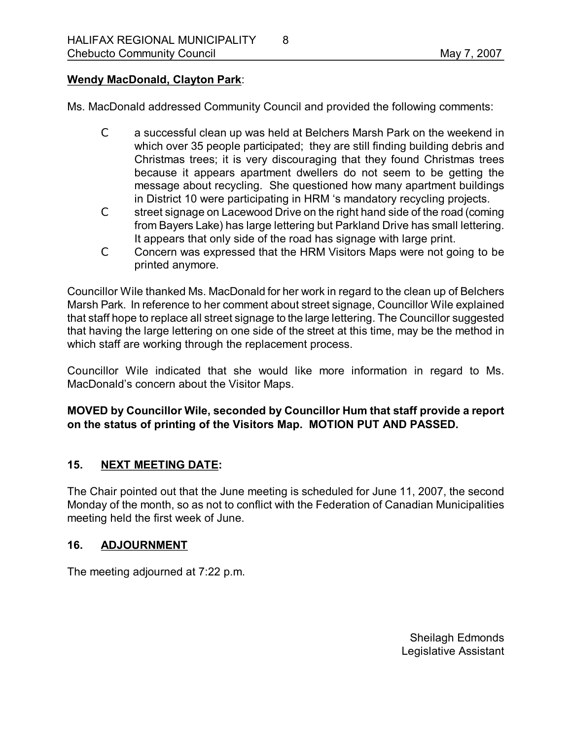**Wendy MacDonald, Clayton Park**:

Ms. MacDonald addressed Community Council and provided the following comments:

- a successful clean up was held at Belchers Marsh Park on the weekend in which over 35 people participated; they are still finding building debris and Christmas trees; it is very discouraging that they found Christmas trees because it appears apartment dwellers do not seem to be getting the message about recycling. She questioned how many apartment buildings in District 10 were participating in HRM 's mandatory recycling projects.
- street signage on Lacewood Drive on the right hand side of the road (coming from Bayers Lake) has large lettering but Parkland Drive has small lettering. It appears that only side of the road has signage with large print.
- Concern was expressed that the HRM Visitors Maps were not going to be printed anymore.

Councillor Wile thanked Ms. MacDonald for her work in regard to the clean up of Belchers Marsh Park. In reference to her comment about street signage, Councillor Wile explained that staff hope to replace all street signage to the large lettering. The Councillor suggested that having the large lettering on one side of the street at this time, may be the method in which staff are working through the replacement process.

Councillor Wile indicated that she would like more information in regard to Ms. MacDonald's concern about the Visitor Maps.

**MOVED by Councillor Wile, seconded by Councillor Hum that staff provide a report on the status of printing of the Visitors Map. MOTION PUT AND PASSED.**

## 15. NEXT MEETING DATE:

The Chair pointed out that the June meeting is scheduled for June 11, 2007, the second Monday of the month, so as not to conflict with the Federation of Canadian Municipalities meeting held the first week of June.

## 16. ADJOURNMENT

The meeting adjourned at 7:22 p.m.

Sheilagh Edmonds
Legislative Assistant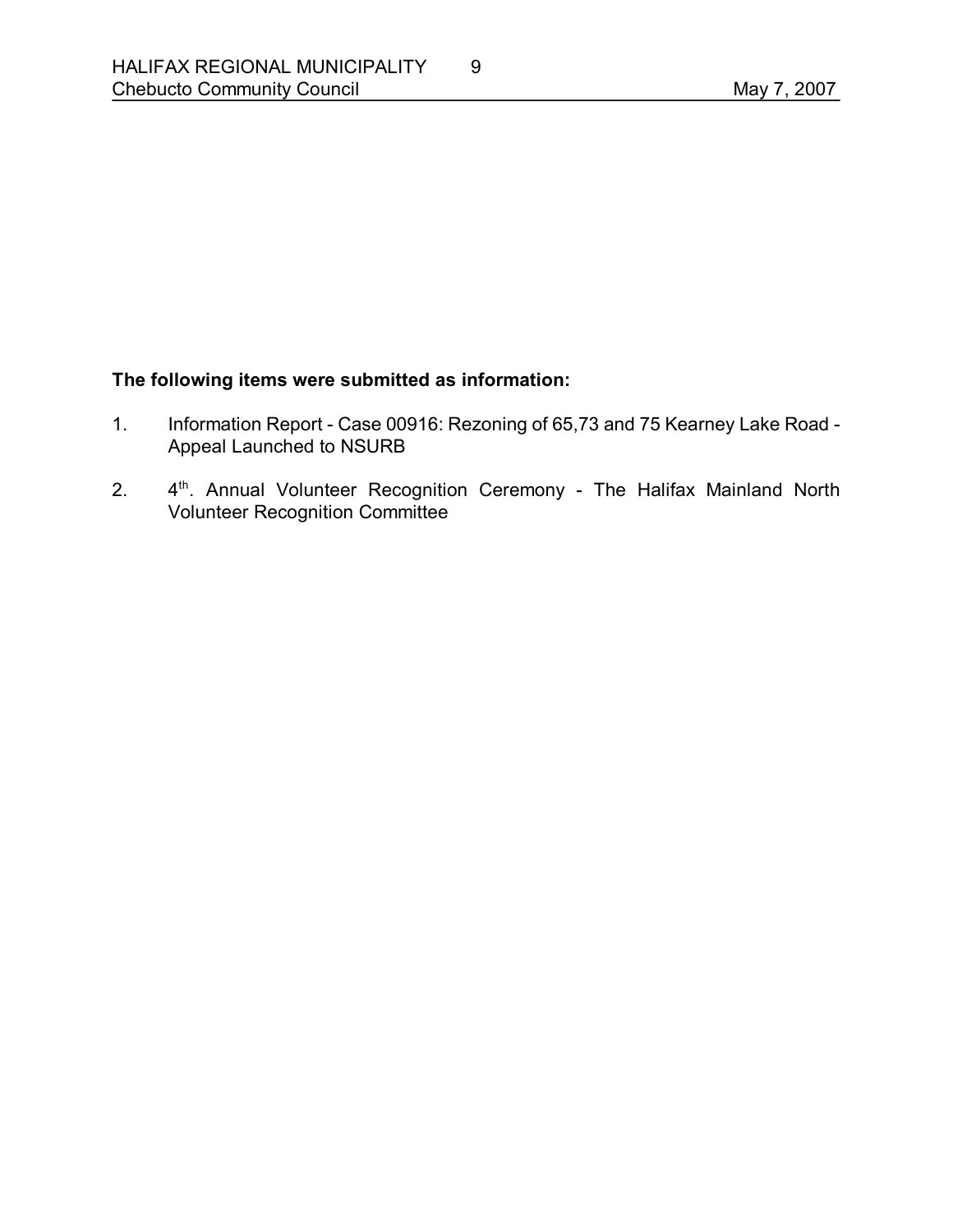**The following items were submitted as information:**

1. Information Report - Case 00916: Rezoning of 65,73 and 75 Kearney Lake Road - Appeal Launched to NSURB

2. 4th. Annual Volunteer Recognition Ceremony - The Halifax Mainland North Volunteer Recognition Committee